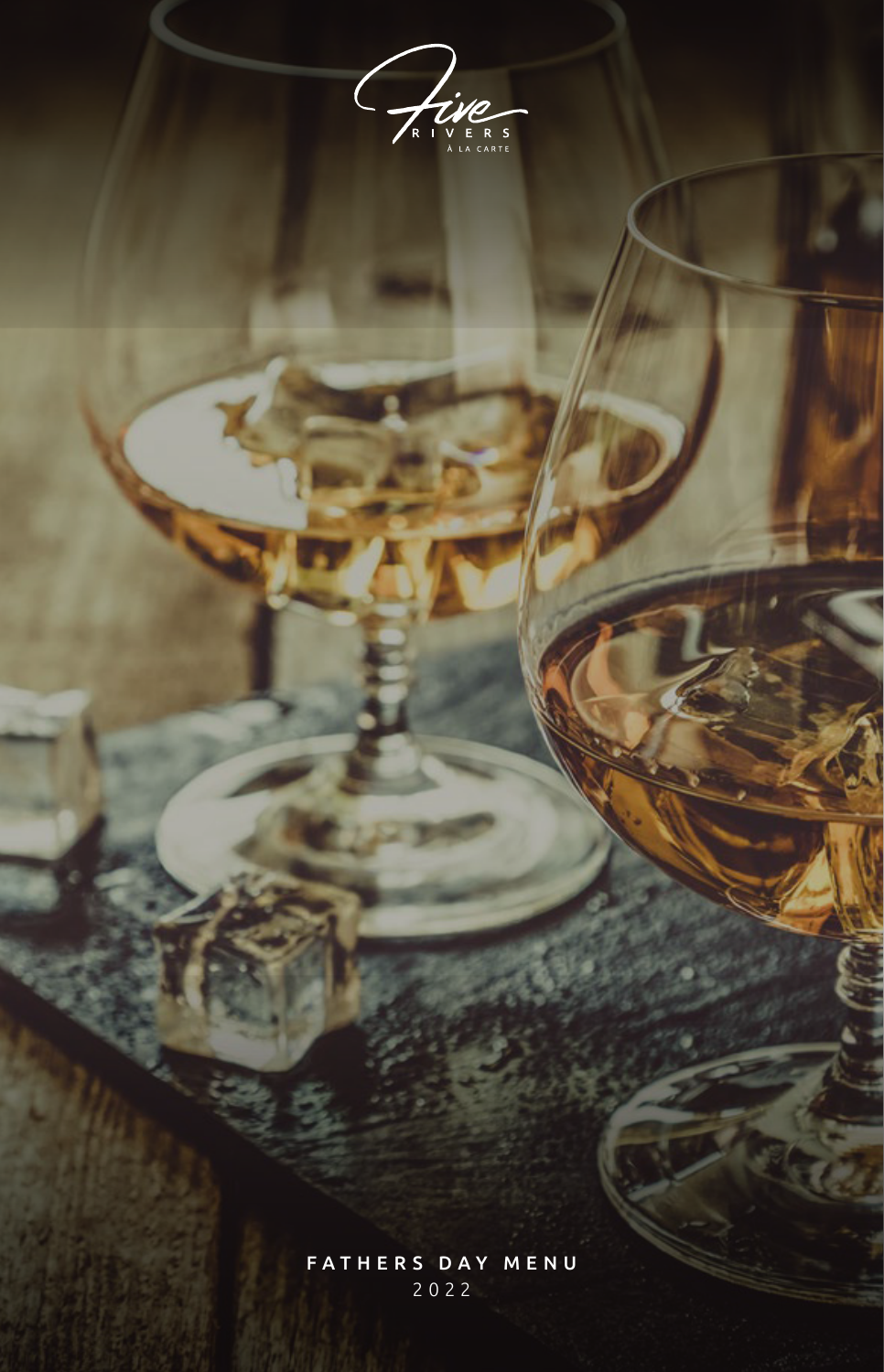Five RIVERS À LA CARTE

**FATHERS DAY MENU**

2022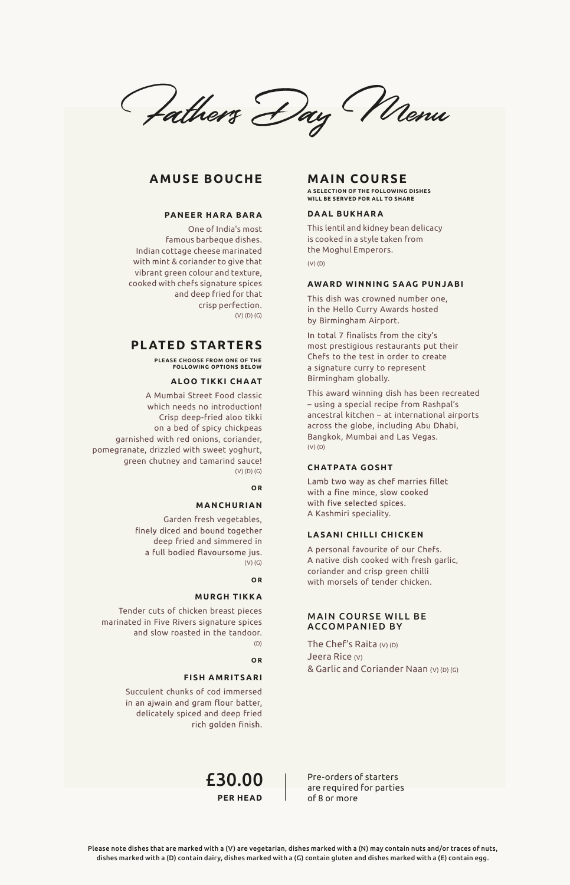# Fathers Day Menu

## AMUSE BOUCHE

### PANEER HARA BARA

One of India's most famous barbeque dishes. Indian cottage cheese marinated with mint & coriander to give that vibrant green colour and texture, cooked with chefs signature spices and deep fried for that crisp perfection.
(V) (D) (G)

## PLATED STARTERS

**PLEASE CHOOSE FROM ONE OF THE FOLLOWING OPTIONS BELOW**

### ALOO TIKKI CHAAT

A Mumbai Street Food classic which needs no introduction! Crisp deep-fried aloo tikki on a bed of spicy chickpeas garnished with red onions, coriander, pomegranate, drizzled with sweet yoghurt, green chutney and tamarind sauce!
(V) (D) (G)

**OR**

### MANCHURIAN

Garden fresh vegetables, finely diced and bound together deep fried and simmered in a full bodied flavoursome jus.
(V) (G)

**OR**

### MURGH TIKKA

Tender cuts of chicken breast pieces marinated in Five Rivers signature spices and slow roasted in the tandoor.
(D)

**OR**

### FISH AMRITSARI

Succulent chunks of cod immersed in an ajwain and gram flour batter, delicately spiced and deep fried rich golden finish.

## MAIN COURSE

**A SELECTION OF THE FOLLOWING DISHES WILL BE SERVED FOR ALL TO SHARE**

### DAAL BUKHARA

This lentil and kidney bean delicacy is cooked in a style taken from the Moghul Emperors.
(V) (D)

### AWARD WINNING SAAG PUNJABI

This dish was crowned number one, in the Hello Curry Awards hosted by Birmingham Airport.

In total 7 finalists from the city's most prestigious restaurants put their Chefs to the test in order to create a signature curry to represent Birmingham globally.

This award winning dish has been recreated – using a special recipe from Rashpal's ancestral kitchen – at international airports across the globe, including Abu Dhabi, Bangkok, Mumbai and Las Vegas.
(V) (D)

### CHATPATA GOSHT

Lamb two way as chef marries fillet with a fine mince, slow cooked with five selected spices. A Kashmiri speciality.

### LASANI CHILLI CHICKEN

A personal favourite of our Chefs. A native dish cooked with fresh garlic, coriander and crisp green chilli with morsels of tender chicken.

### MAIN COURSE WILL BE ACCOMPANIED BY

The Chef's Raita (V) (D)
Jeera Rice (V)
& Garlic and Coriander Naan (V) (D) (G)

**£30.00 PER HEAD**

Pre-orders of starters are required for parties of 8 or more

Please note dishes that are marked with a (V) are vegetarian, dishes marked with a (N) may contain nuts and/or traces of nuts, dishes marked with a (D) contain dairy, dishes marked with a (G) contain gluten and dishes marked with a (E) contain egg.